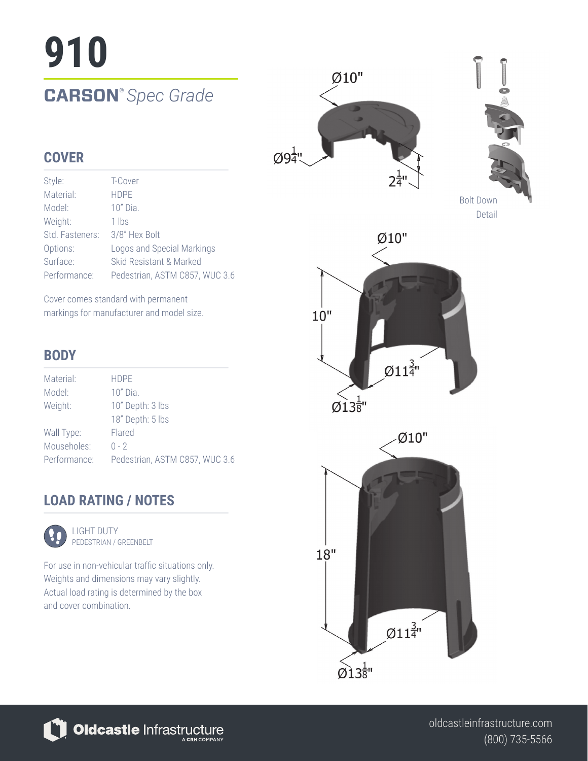# 910

## **CARSON®** *Spec Grade*

## COVER

| | |
|---|---|
| Style: | T-Cover |
| Material: | HDPE |
| Model: | 10" Dia. |
| Weight: | 1 lbs |
| Std. Fasteners: | 3/8" Hex Bolt |
| Options: | Logos and Special Markings |
| Surface: | Skid Resistant & Marked |
| Performance: | Pedestrian, ASTM C857, WUC 3.6 |

Cover comes standard with permanent markings for manufacturer and model size.

## BODY

| | |
|---|---|
| Material: | HDPE |
| Model: | 10" Dia. |
| Weight: | 10" Depth: 3 lbs<br>18" Depth: 5 lbs |
| Wall Type: | Flared |
| Mouseholes: | 0 - 2 |
| Performance: | Pedestrian, ASTM C857, WUC 3.6 |

## LOAD RATING / NOTES

LIGHT DUTY
PEDESTRIAN / GREENBELT

For use in non-vehicular traffic situations only. Weights and dimensions may vary slightly. Actual load rating is determined by the box and cover combination.

Ø10"
Ø9¼"
2¼"

Bolt Down Detail

Ø10"
10"
Ø11¾"
Ø13⅛"

Ø10"
18"
Ø11¾"
Ø13⅛"

Oldcastle Infrastructure
A CRH COMPANY

oldcastleinfrastructure.com
(800) 735-5566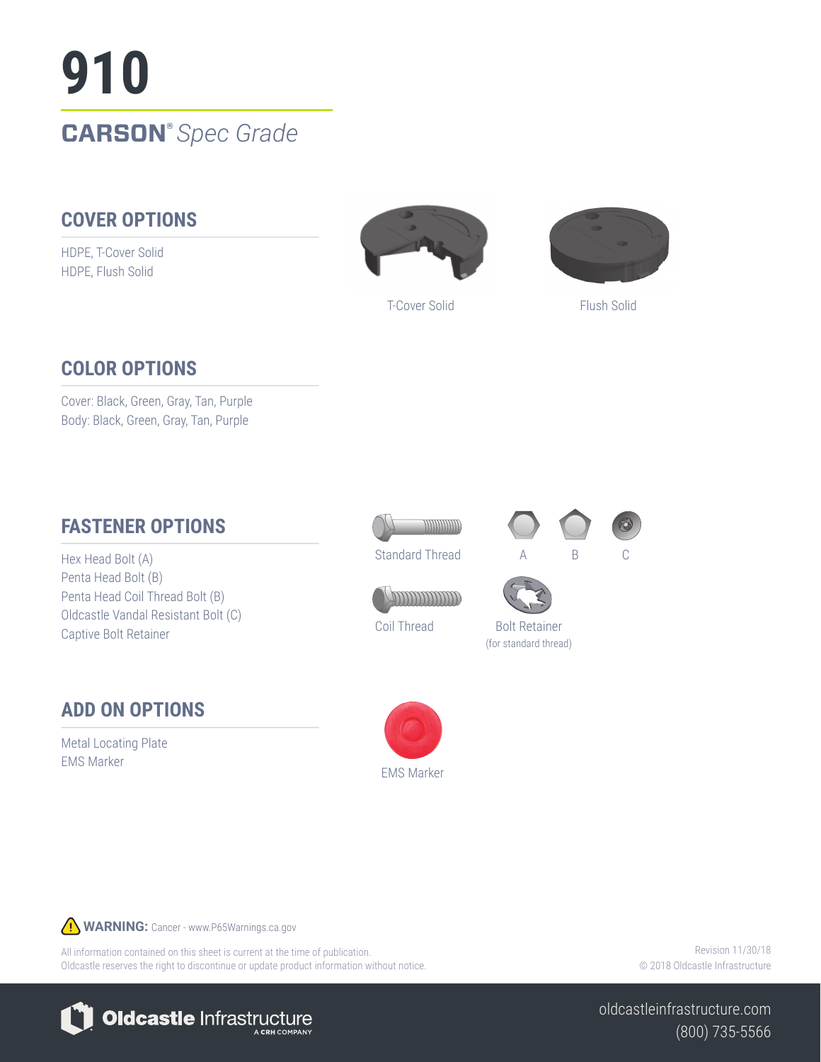# 910

## CARSON® *Spec Grade*

### COVER OPTIONS

HDPE, T-Cover Solid
HDPE, Flush Solid

T-Cover Solid

Flush Solid

### COLOR OPTIONS

Cover: Black, Green, Gray, Tan, Purple
Body: Black, Green, Gray, Tan, Purple

### FASTENER OPTIONS

Hex Head Bolt (A)
Penta Head Bolt (B)
Penta Head Coil Thread Bolt (B)
Oldcastle Vandal Resistant Bolt (C)
Captive Bolt Retainer

Standard Thread

A

B

C

Coil Thread

Bolt Retainer
(for standard thread)

### ADD ON OPTIONS

Metal Locating Plate
EMS Marker

EMS Marker

**WARNING:** Cancer - www.P65Warnings.ca.gov

All information contained on this sheet is current at the time of publication.
Oldcastle reserves the right to discontinue or update product information without notice.

Revision 11/30/18
© 2018 Oldcastle Infrastructure

Oldcastle Infrastructure
A CRH COMPANY

oldcastleinfrastructure.com
(800) 735-5566